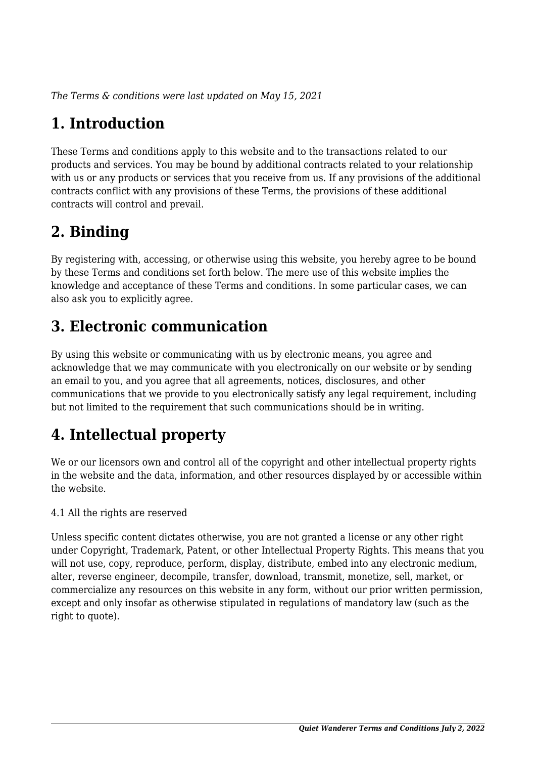*The Terms & conditions were last updated on May 15, 2021*

# 1. Introduction

These Terms and conditions apply to this website and to the transactions related to our products and services. You may be bound by additional contracts related to your relationship with us or any products or services that you receive from us. If any provisions of the additional contracts conflict with any provisions of these Terms, the provisions of these additional contracts will control and prevail.

# 2. Binding

By registering with, accessing, or otherwise using this website, you hereby agree to be bound by these Terms and conditions set forth below. The mere use of this website implies the knowledge and acceptance of these Terms and conditions. In some particular cases, we can also ask you to explicitly agree.

# 3. Electronic communication

By using this website or communicating with us by electronic means, you agree and acknowledge that we may communicate with you electronically on our website or by sending an email to you, and you agree that all agreements, notices, disclosures, and other communications that we provide to you electronically satisfy any legal requirement, including but not limited to the requirement that such communications should be in writing.

# 4. Intellectual property

We or our licensors own and control all of the copyright and other intellectual property rights in the website and the data, information, and other resources displayed by or accessible within the website.

4.1 All the rights are reserved

Unless specific content dictates otherwise, you are not granted a license or any other right under Copyright, Trademark, Patent, or other Intellectual Property Rights. This means that you will not use, copy, reproduce, perform, display, distribute, embed into any electronic medium, alter, reverse engineer, decompile, transfer, download, transmit, monetize, sell, market, or commercialize any resources on this website in any form, without our prior written permission, except and only insofar as otherwise stipulated in regulations of mandatory law (such as the right to quote).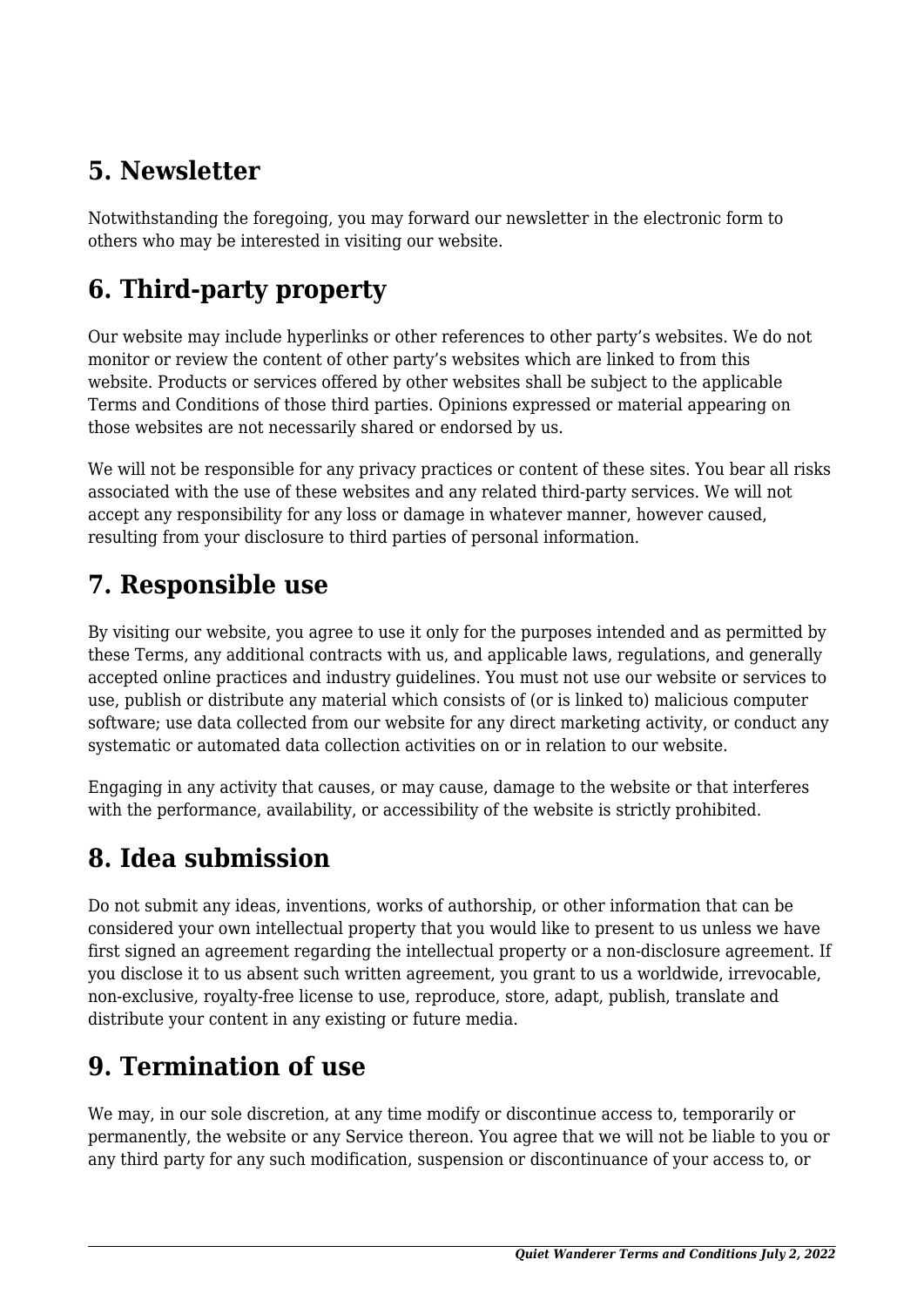## 5. Newsletter

Notwithstanding the foregoing, you may forward our newsletter in the electronic form to others who may be interested in visiting our website.

## 6. Third-party property

Our website may include hyperlinks or other references to other party's websites. We do not monitor or review the content of other party's websites which are linked to from this website. Products or services offered by other websites shall be subject to the applicable Terms and Conditions of those third parties. Opinions expressed or material appearing on those websites are not necessarily shared or endorsed by us.

We will not be responsible for any privacy practices or content of these sites. You bear all risks associated with the use of these websites and any related third-party services. We will not accept any responsibility for any loss or damage in whatever manner, however caused, resulting from your disclosure to third parties of personal information.

## 7. Responsible use

By visiting our website, you agree to use it only for the purposes intended and as permitted by these Terms, any additional contracts with us, and applicable laws, regulations, and generally accepted online practices and industry guidelines. You must not use our website or services to use, publish or distribute any material which consists of (or is linked to) malicious computer software; use data collected from our website for any direct marketing activity, or conduct any systematic or automated data collection activities on or in relation to our website.

Engaging in any activity that causes, or may cause, damage to the website or that interferes with the performance, availability, or accessibility of the website is strictly prohibited.

## 8. Idea submission

Do not submit any ideas, inventions, works of authorship, or other information that can be considered your own intellectual property that you would like to present to us unless we have first signed an agreement regarding the intellectual property or a non-disclosure agreement. If you disclose it to us absent such written agreement, you grant to us a worldwide, irrevocable, non-exclusive, royalty-free license to use, reproduce, store, adapt, publish, translate and distribute your content in any existing or future media.

## 9. Termination of use

We may, in our sole discretion, at any time modify or discontinue access to, temporarily or permanently, the website or any Service thereon. You agree that we will not be liable to you or any third party for any such modification, suspension or discontinuance of your access to, or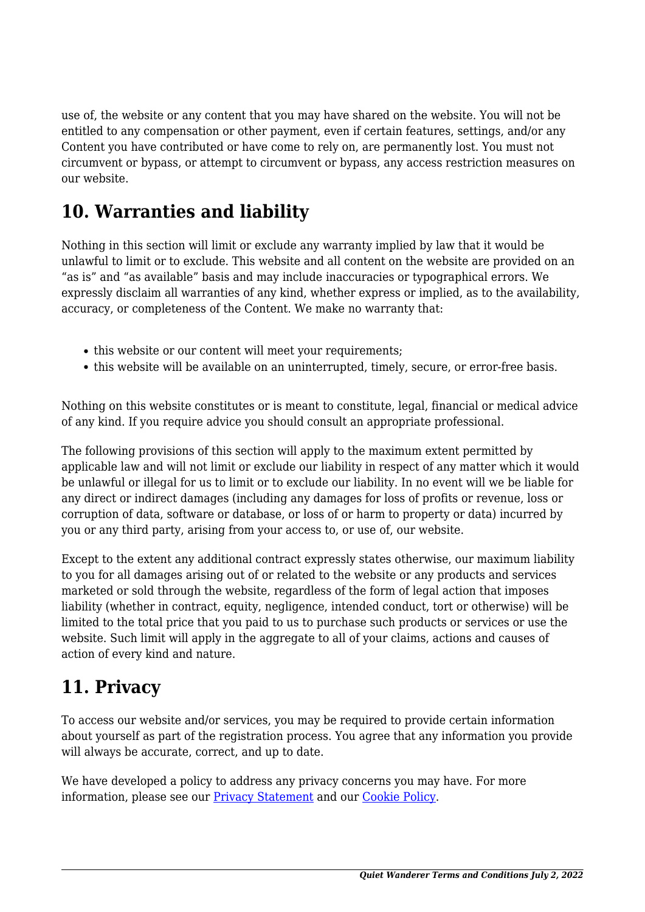use of, the website or any content that you may have shared on the website. You will not be entitled to any compensation or other payment, even if certain features, settings, and/or any Content you have contributed or have come to rely on, are permanently lost. You must not circumvent or bypass, or attempt to circumvent or bypass, any access restriction measures on our website.

## 10. Warranties and liability

Nothing in this section will limit or exclude any warranty implied by law that it would be unlawful to limit or to exclude. This website and all content on the website are provided on an "as is" and "as available" basis and may include inaccuracies or typographical errors. We expressly disclaim all warranties of any kind, whether express or implied, as to the availability, accuracy, or completeness of the Content. We make no warranty that:

- this website or our content will meet your requirements;
- this website will be available on an uninterrupted, timely, secure, or error-free basis.

Nothing on this website constitutes or is meant to constitute, legal, financial or medical advice of any kind. If you require advice you should consult an appropriate professional.

The following provisions of this section will apply to the maximum extent permitted by applicable law and will not limit or exclude our liability in respect of any matter which it would be unlawful or illegal for us to limit or to exclude our liability. In no event will we be liable for any direct or indirect damages (including any damages for loss of profits or revenue, loss or corruption of data, software or database, or loss of or harm to property or data) incurred by you or any third party, arising from your access to, or use of, our website.

Except to the extent any additional contract expressly states otherwise, our maximum liability to you for all damages arising out of or related to the website or any products and services marketed or sold through the website, regardless of the form of legal action that imposes liability (whether in contract, equity, negligence, intended conduct, tort or otherwise) will be limited to the total price that you paid to us to purchase such products or services or use the website. Such limit will apply in the aggregate to all of your claims, actions and causes of action of every kind and nature.

## 11. Privacy

To access our website and/or services, you may be required to provide certain information about yourself as part of the registration process. You agree that any information you provide will always be accurate, correct, and up to date.

We have developed a policy to address any privacy concerns you may have. For more information, please see our [Privacy Statement]() and our [Cookie Policy]().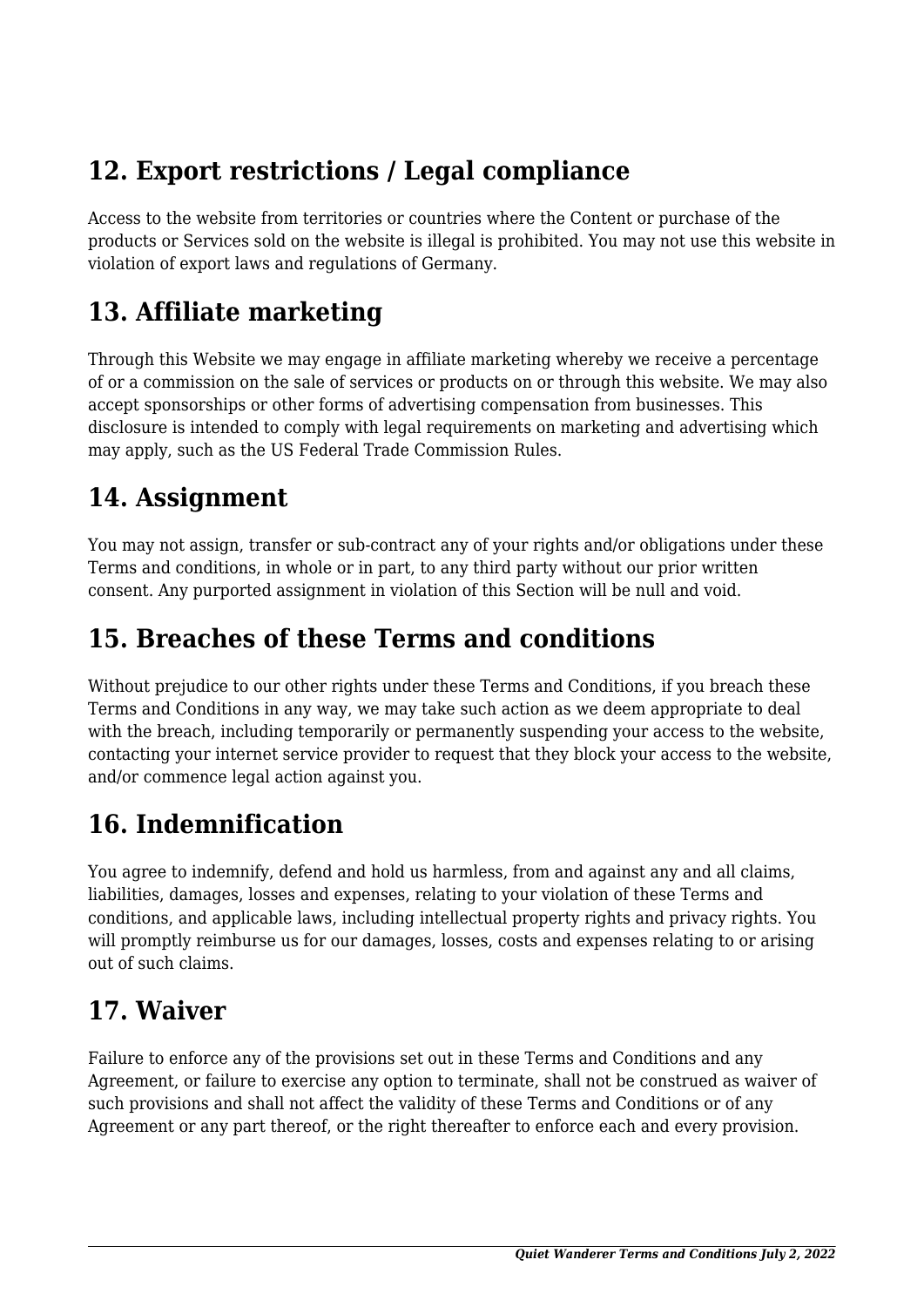## 12. Export restrictions / Legal compliance

Access to the website from territories or countries where the Content or purchase of the products or Services sold on the website is illegal is prohibited. You may not use this website in violation of export laws and regulations of Germany.

## 13. Affiliate marketing

Through this Website we may engage in affiliate marketing whereby we receive a percentage of or a commission on the sale of services or products on or through this website. We may also accept sponsorships or other forms of advertising compensation from businesses. This disclosure is intended to comply with legal requirements on marketing and advertising which may apply, such as the US Federal Trade Commission Rules.

## 14. Assignment

You may not assign, transfer or sub-contract any of your rights and/or obligations under these Terms and conditions, in whole or in part, to any third party without our prior written consent. Any purported assignment in violation of this Section will be null and void.

## 15. Breaches of these Terms and conditions

Without prejudice to our other rights under these Terms and Conditions, if you breach these Terms and Conditions in any way, we may take such action as we deem appropriate to deal with the breach, including temporarily or permanently suspending your access to the website, contacting your internet service provider to request that they block your access to the website, and/or commence legal action against you.

## 16. Indemnification

You agree to indemnify, defend and hold us harmless, from and against any and all claims, liabilities, damages, losses and expenses, relating to your violation of these Terms and conditions, and applicable laws, including intellectual property rights and privacy rights. You will promptly reimburse us for our damages, losses, costs and expenses relating to or arising out of such claims.

## 17. Waiver

Failure to enforce any of the provisions set out in these Terms and Conditions and any Agreement, or failure to exercise any option to terminate, shall not be construed as waiver of such provisions and shall not affect the validity of these Terms and Conditions or of any Agreement or any part thereof, or the right thereafter to enforce each and every provision.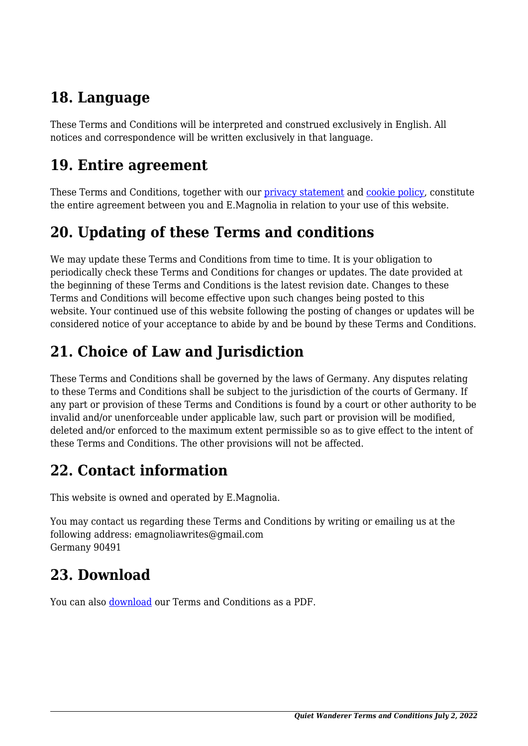## 18. Language

These Terms and Conditions will be interpreted and construed exclusively in English. All notices and correspondence will be written exclusively in that language.

## 19. Entire agreement

These Terms and Conditions, together with our privacy statement and cookie policy, constitute the entire agreement between you and E.Magnolia in relation to your use of this website.

## 20. Updating of these Terms and conditions

We may update these Terms and Conditions from time to time. It is your obligation to periodically check these Terms and Conditions for changes or updates. The date provided at the beginning of these Terms and Conditions is the latest revision date. Changes to these Terms and Conditions will become effective upon such changes being posted to this website. Your continued use of this website following the posting of changes or updates will be considered notice of your acceptance to abide by and be bound by these Terms and Conditions.

## 21. Choice of Law and Jurisdiction

These Terms and Conditions shall be governed by the laws of Germany. Any disputes relating to these Terms and Conditions shall be subject to the jurisdiction of the courts of Germany. If any part or provision of these Terms and Conditions is found by a court or other authority to be invalid and/or unenforceable under applicable law, such part or provision will be modified, deleted and/or enforced to the maximum extent permissible so as to give effect to the intent of these Terms and Conditions. The other provisions will not be affected.

## 22. Contact information

This website is owned and operated by E.Magnolia.

You may contact us regarding these Terms and Conditions by writing or emailing us at the following address: emagnoliawrites@gmail.com
Germany 90491

## 23. Download

You can also download our Terms and Conditions as a PDF.